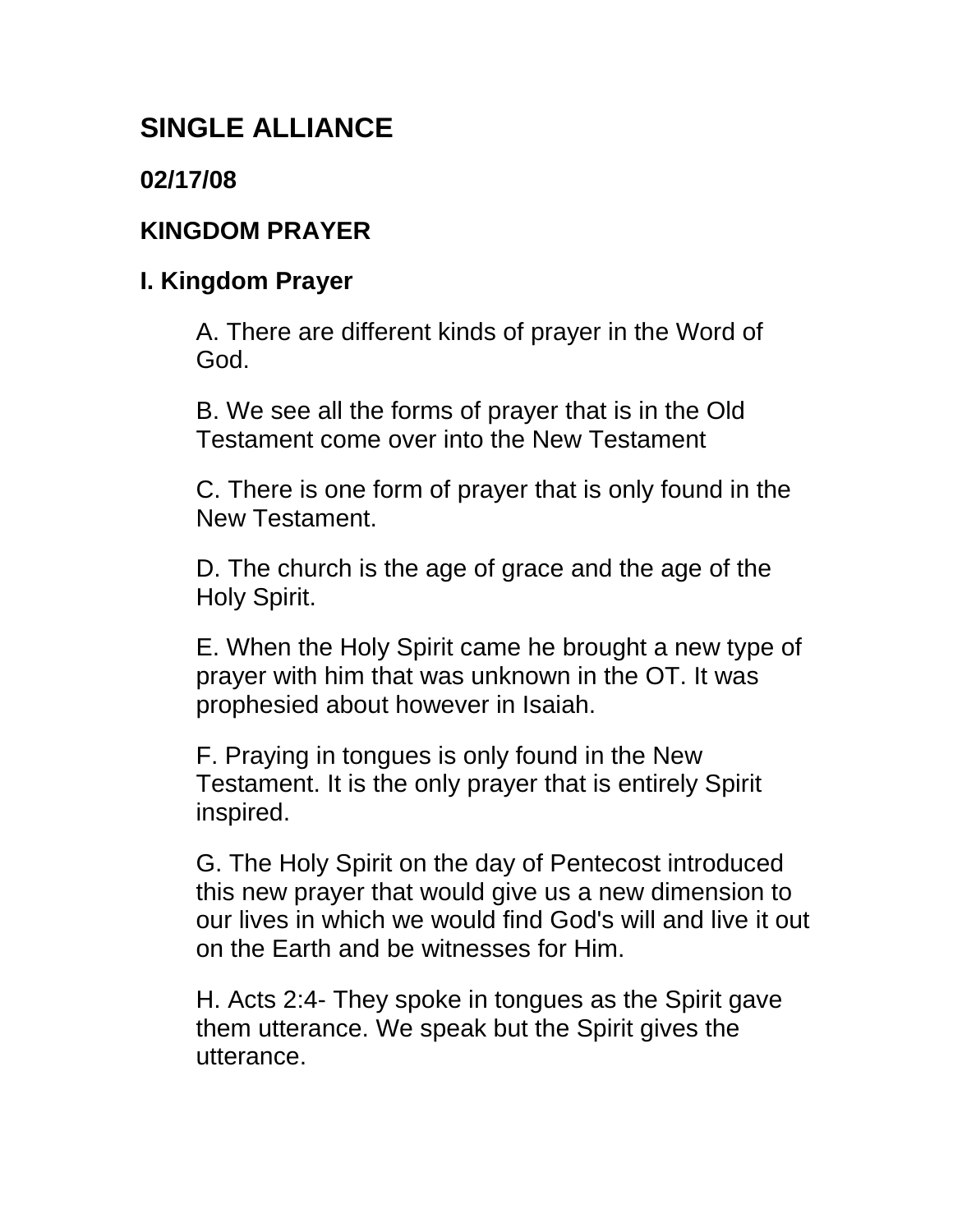# SINGLE ALLIANCE

### 02/17/08

### KINGDOM PRAYER

### I. Kingdom Prayer

A. There are different kinds of prayer in the Word of God.

B. We see all the forms of prayer that is in the Old Testament come over into the New Testament

C. There is one form of prayer that is only found in the New Testament.

D. The church is the age of grace and the age of the Holy Spirit.

E. When the Holy Spirit came he brought a new type of prayer with him that was unknown in the OT. It was prophesied about however in Isaiah.

F. Praying in tongues is only found in the New Testament. It is the only prayer that is entirely Spirit inspired.

G. The Holy Spirit on the day of Pentecost introduced this new prayer that would give us a new dimension to our lives in which we would find God's will and live it out on the Earth and be witnesses for Him.

H. Acts 2:4- They spoke in tongues as the Spirit gave them utterance. We speak but the Spirit gives the utterance.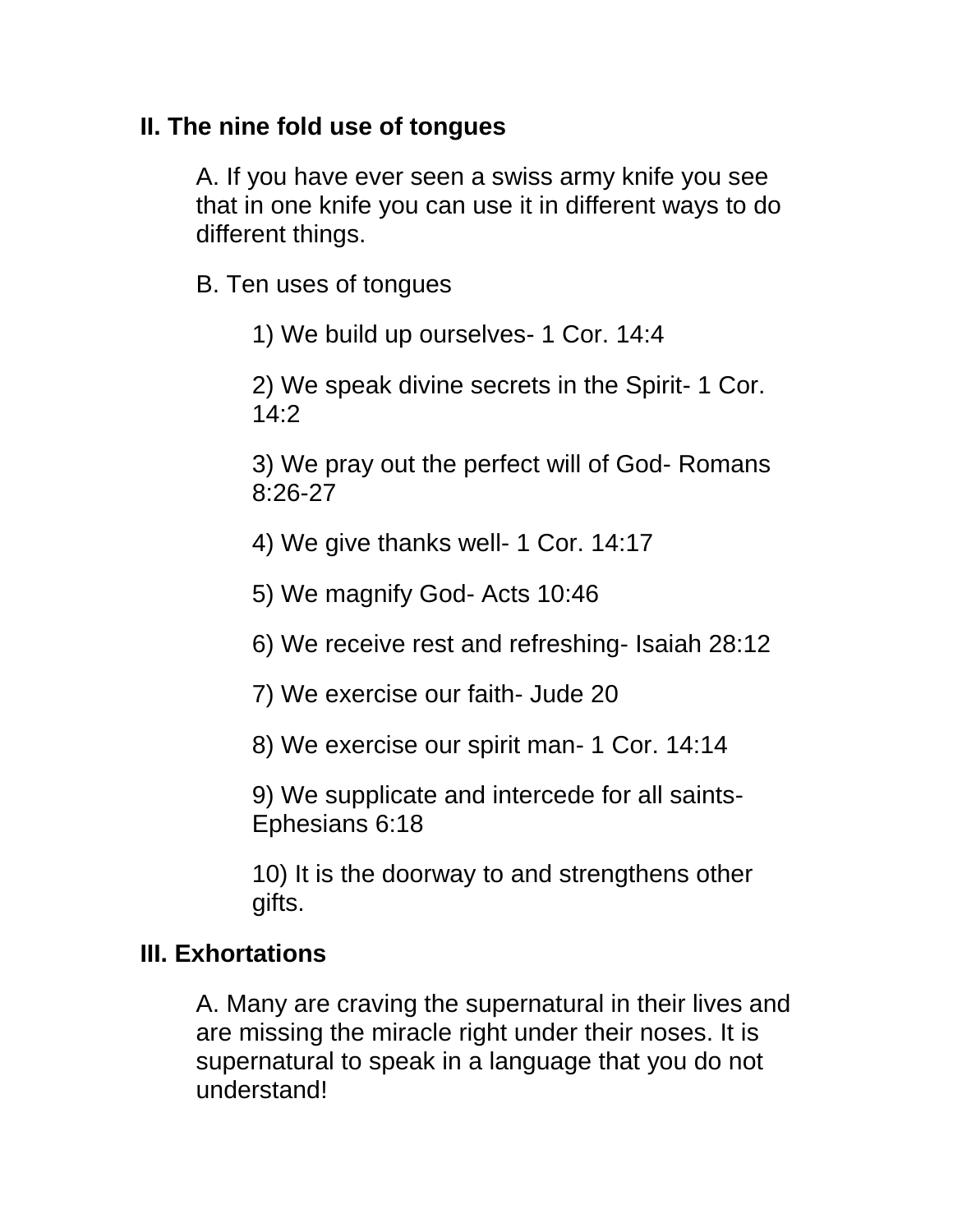## II. The nine fold use of tongues

A. If you have ever seen a swiss army knife you see that in one knife you can use it in different ways to do different things.

B. Ten uses of tongues

1) We build up ourselves- 1 Cor. 14:4

2) We speak divine secrets in the Spirit- 1 Cor. 14:2

3) We pray out the perfect will of God- Romans 8:26-27

4) We give thanks well- 1 Cor. 14:17

5) We magnify God- Acts 10:46

6) We receive rest and refreshing- Isaiah 28:12

7) We exercise our faith- Jude 20

8) We exercise our spirit man- 1 Cor. 14:14

9) We supplicate and intercede for all saints- Ephesians 6:18

10) It is the doorway to and strengthens other gifts.

## III. Exhortations

A. Many are craving the supernatural in their lives and are missing the miracle right under their noses. It is supernatural to speak in a language that you do not understand!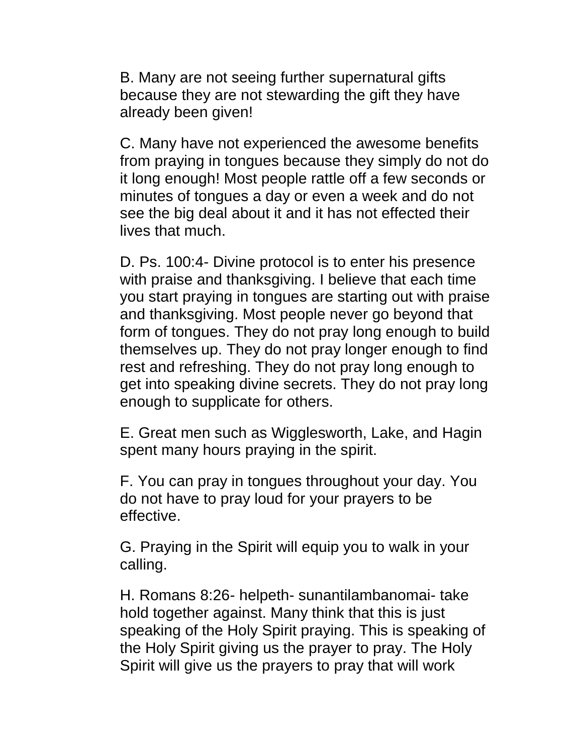B. Many are not seeing further supernatural gifts because they are not stewarding the gift they have already been given!

C. Many have not experienced the awesome benefits from praying in tongues because they simply do not do it long enough! Most people rattle off a few seconds or minutes of tongues a day or even a week and do not see the big deal about it and it has not effected their lives that much.

D. Ps. 100:4- Divine protocol is to enter his presence with praise and thanksgiving. I believe that each time you start praying in tongues are starting out with praise and thanksgiving. Most people never go beyond that form of tongues. They do not pray long enough to build themselves up. They do not pray longer enough to find rest and refreshing. They do not pray long enough to get into speaking divine secrets. They do not pray long enough to supplicate for others.

E. Great men such as Wigglesworth, Lake, and Hagin spent many hours praying in the spirit.

F. You can pray in tongues throughout your day. You do not have to pray loud for your prayers to be effective.

G. Praying in the Spirit will equip you to walk in your calling.

H. Romans 8:26- helpeth- sunantilambanomai- take hold together against. Many think that this is just speaking of the Holy Spirit praying. This is speaking of the Holy Spirit giving us the prayer to pray. The Holy Spirit will give us the prayers to pray that will work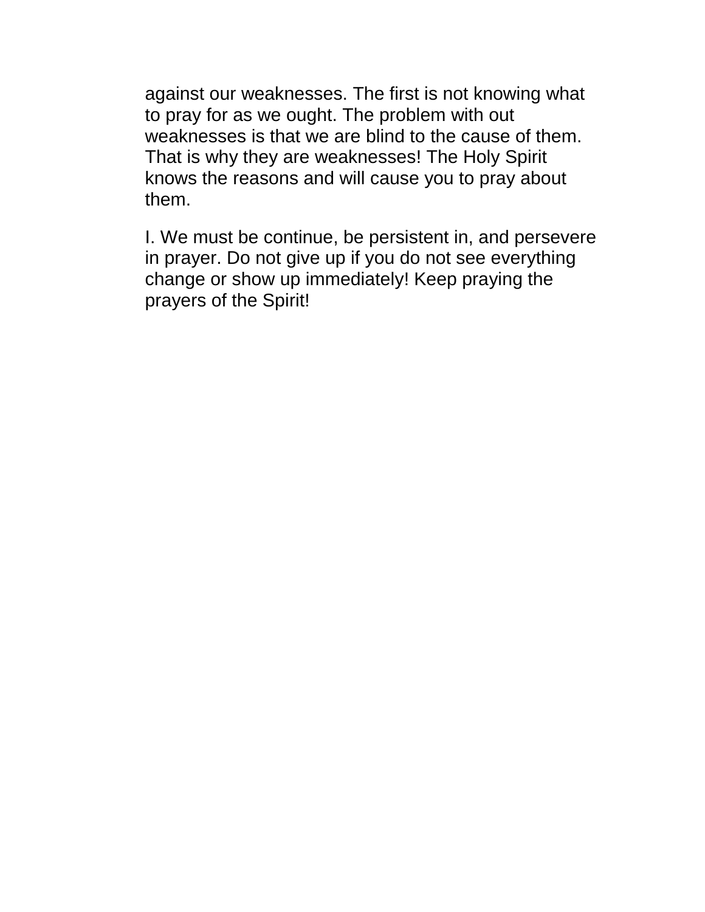against our weaknesses. The first is not knowing what to pray for as we ought. The problem with out weaknesses is that we are blind to the cause of them. That is why they are weaknesses! The Holy Spirit knows the reasons and will cause you to pray about them.

I. We must be continue, be persistent in, and persevere in prayer. Do not give up if you do not see everything change or show up immediately! Keep praying the prayers of the Spirit!